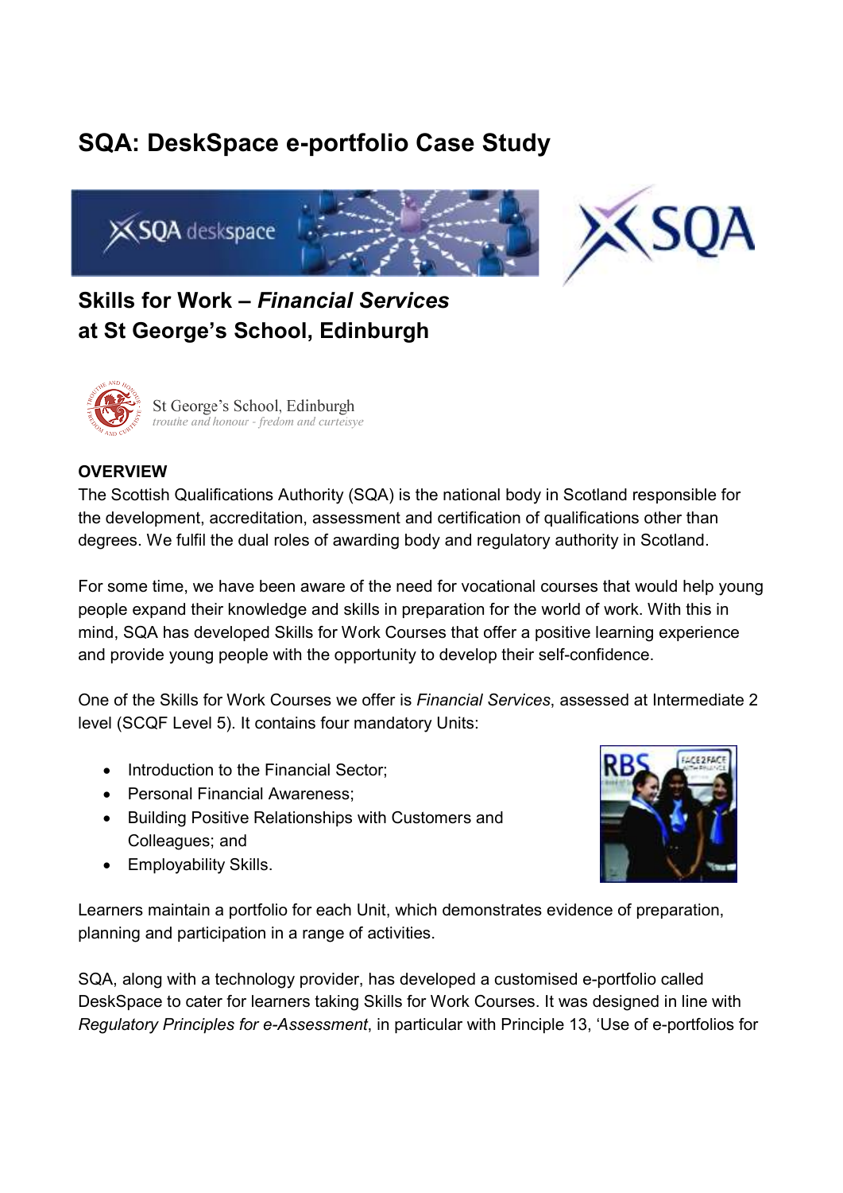# SQA: DeskSpace e-portfolio Case Study

## Skills for Work – *Financial Services* at St George's School, Edinburgh

St George's School, Edinburgh
*trouthe and honour - fredom and curteisye*

### OVERVIEW

The Scottish Qualifications Authority (SQA) is the national body in Scotland responsible for the development, accreditation, assessment and certification of qualifications other than degrees. We fulfil the dual roles of awarding body and regulatory authority in Scotland.

For some time, we have been aware of the need for vocational courses that would help young people expand their knowledge and skills in preparation for the world of work. With this in mind, SQA has developed Skills for Work Courses that offer a positive learning experience and provide young people with the opportunity to develop their self-confidence.

One of the Skills for Work Courses we offer is *Financial Services*, assessed at Intermediate 2 level (SCQF Level 5). It contains four mandatory Units:

- Introduction to the Financial Sector;
- Personal Financial Awareness;
- Building Positive Relationships with Customers and Colleagues; and
- Employability Skills.

Learners maintain a portfolio for each Unit, which demonstrates evidence of preparation, planning and participation in a range of activities.

SQA, along with a technology provider, has developed a customised e-portfolio called DeskSpace to cater for learners taking Skills for Work Courses. It was designed in line with *Regulatory Principles for e-Assessment*, in particular with Principle 13, 'Use of e-portfolios for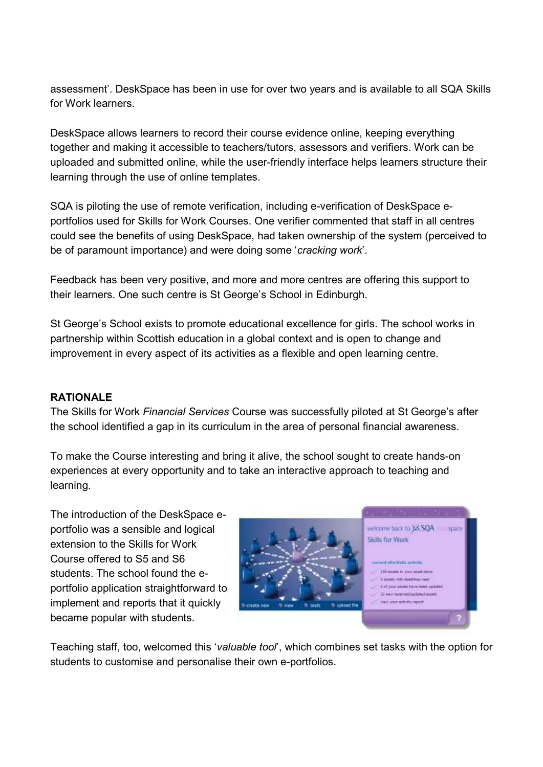assessment'. DeskSpace has been in use for over two years and is available to all SQA Skills for Work learners.

DeskSpace allows learners to record their course evidence online, keeping everything together and making it accessible to teachers/tutors, assessors and verifiers. Work can be uploaded and submitted online, while the user-friendly interface helps learners structure their learning through the use of online templates.

SQA is piloting the use of remote verification, including e-verification of DeskSpace e-portfolios used for Skills for Work Courses. One verifier commented that staff in all centres could see the benefits of using DeskSpace, had taken ownership of the system (perceived to be of paramount importance) and were doing some '*cracking work*'.

Feedback has been very positive, and more and more centres are offering this support to their learners. One such centre is St George's School in Edinburgh.

St George's School exists to promote educational excellence for girls. The school works in partnership within Scottish education in a global context and is open to change and improvement in every aspect of its activities as a flexible and open learning centre.

## RATIONALE

The Skills for Work *Financial Services* Course was successfully piloted at St George's after the school identified a gap in its curriculum in the area of personal financial awareness.

To make the Course interesting and bring it alive, the school sought to create hands-on experiences at every opportunity and to take an interactive approach to teaching and learning.

The introduction of the DeskSpace e-portfolio was a sensible and logical extension to the Skills for Work Course offered to S5 and S6 students. The school found the e-portfolio application straightforward to implement and reports that it quickly became popular with students.

Teaching staff, too, welcomed this '*valuable tool*', which combines set tasks with the option for students to customise and personalise their own e-portfolios.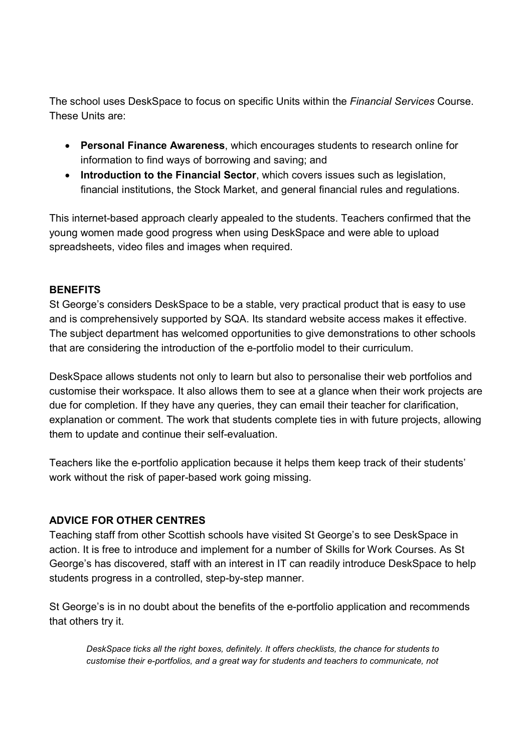The school uses DeskSpace to focus on specific Units within the *Financial Services* Course. These Units are:

- **Personal Finance Awareness**, which encourages students to research online for information to find ways of borrowing and saving; and
- **Introduction to the Financial Sector**, which covers issues such as legislation, financial institutions, the Stock Market, and general financial rules and regulations.

This internet-based approach clearly appealed to the students. Teachers confirmed that the young women made good progress when using DeskSpace and were able to upload spreadsheets, video files and images when required.

## BENEFITS

St George's considers DeskSpace to be a stable, very practical product that is easy to use and is comprehensively supported by SQA. Its standard website access makes it effective. The subject department has welcomed opportunities to give demonstrations to other schools that are considering the introduction of the e-portfolio model to their curriculum.

DeskSpace allows students not only to learn but also to personalise their web portfolios and customise their workspace. It also allows them to see at a glance when their work projects are due for completion. If they have any queries, they can email their teacher for clarification, explanation or comment. The work that students complete ties in with future projects, allowing them to update and continue their self-evaluation.

Teachers like the e-portfolio application because it helps them keep track of their students' work without the risk of paper-based work going missing.

## ADVICE FOR OTHER CENTRES

Teaching staff from other Scottish schools have visited St George's to see DeskSpace in action. It is free to introduce and implement for a number of Skills for Work Courses. As St George's has discovered, staff with an interest in IT can readily introduce DeskSpace to help students progress in a controlled, step-by-step manner.

St George's is in no doubt about the benefits of the e-portfolio application and recommends that others try it.

> *DeskSpace ticks all the right boxes, definitely. It offers checklists, the chance for students to customise their e-portfolios, and a great way for students and teachers to communicate, not*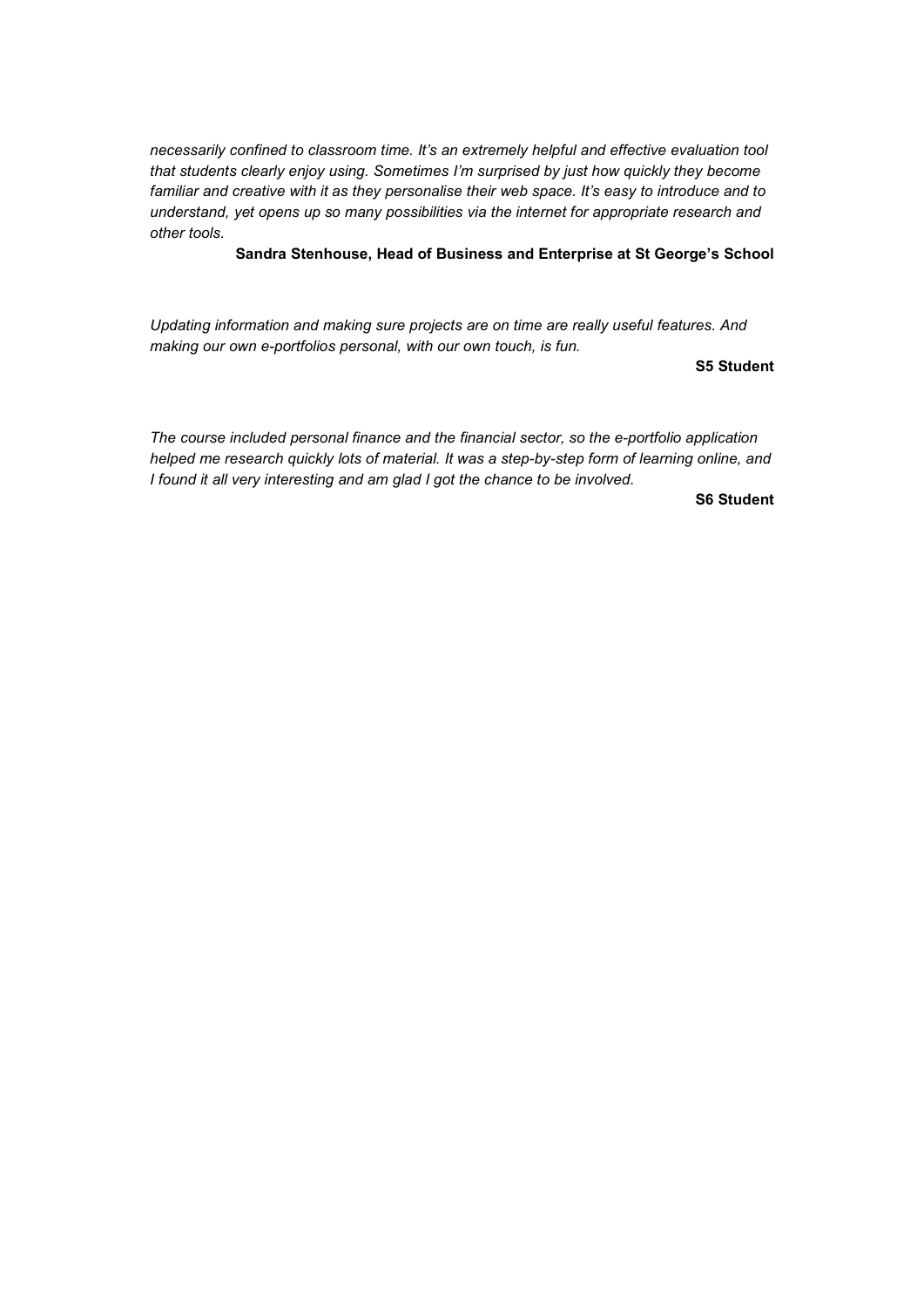*necessarily confined to classroom time. It's an extremely helpful and effective evaluation tool that students clearly enjoy using. Sometimes I'm surprised by just how quickly they become familiar and creative with it as they personalise their web space. It's easy to introduce and to understand, yet opens up so many possibilities via the internet for appropriate research and other tools.*

**Sandra Stenhouse, Head of Business and Enterprise at St George's School**

*Updating information and making sure projects are on time are really useful features. And making our own e-portfolios personal, with our own touch, is fun.*

**S5 Student**

*The course included personal finance and the financial sector, so the e-portfolio application helped me research quickly lots of material. It was a step-by-step form of learning online, and I found it all very interesting and am glad I got the chance to be involved.*

**S6 Student**